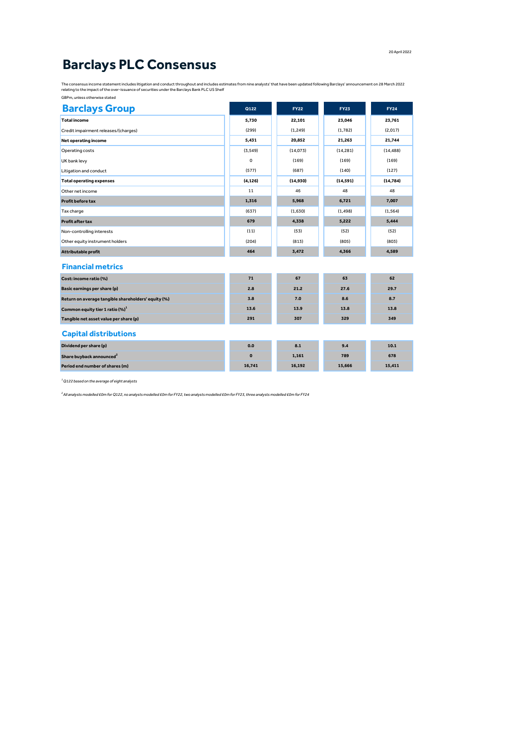20 April 2022

# Barclays PLC Consensus

The consensus income statement includes litigation and conduct throughout and includes estimates from nine analysts' that have been updated following Barclays' announcement on 28 March 2022 relating to the impact of the over-issuance of securities under the Barclays Bank PLC US Shelf

GBPm, unless otherwise stated

## Barclays Group

| | Q122 | FY22 | FY23 | FY24 |
|---|---|---|---|---|
| **Total income** | **5,730** | **22,101** | **23,046** | **23,761** |
| Credit impairment releases/(charges) | (299) | (1,249) | (1,782) | (2,017) |
| **Net operating income** | **5,431** | **20,852** | **21,263** | **21,744** |
| Operating costs | (3,549) | (14,073) | (14,281) | (14,488) |
| UK bank levy | 0 | (169) | (169) | (169) |
| Litigation and conduct | (577) | (687) | (140) | (127) |
| **Total operating expenses** | **(4,126)** | **(14,930)** | **(14,591)** | **(14,784)** |
| Other net income | 11 | 46 | 48 | 48 |
| **Profit before tax** | **1,316** | **5,968** | **6,721** | **7,007** |
| Tax charge | (637) | (1,630) | (1,498) | (1,564) |
| **Profit after tax** | **679** | **4,338** | **5,222** | **5,444** |
| Non-controlling interests | (11) | (53) | (52) | (52) |
| Other equity instrument holders | (204) | (813) | (805) | (803) |
| **Attributable profit** | **464** | **3,472** | **4,366** | **4,589** |

## Financial metrics

| | Q122 | FY22 | FY23 | FY24 |
|---|---|---|---|---|
| **Cost: income ratio (%)** | **71** | **67** | **63** | **62** |
| **Basic earnings per share (p)** | **2.8** | **21.2** | **27.6** | **29.7** |
| **Return on average tangible shareholders' equity (%)** | **3.8** | **7.0** | **8.6** | **8.7** |
| **Common equity tier 1 ratio (%)[1]** | **13.6** | **13.9** | **13.8** | **13.8** |
| **Tangible net asset value per share (p)** | **291** | **307** | **329** | **349** |

## Capital distributions

| | Q122 | FY22 | FY23 | FY24 |
|---|---|---|---|---|
| **Dividend per share (p)** | **0.0** | **8.1** | **9.4** | **10.1** |
| **Share buyback announced[2]** | **0** | **1,161** | **789** | **678** |
| **Period end number of shares (m)** | **16,741** | **16,192** | **15,666** | **15,411** |

*[1] Q122 based on the average of eight analysts*

*[2] All analysts modelled £0m for Q122, no analysts modelled £0m for FY22, two analysts modelled £0m for FY23, three analysts modelled £0m for FY24*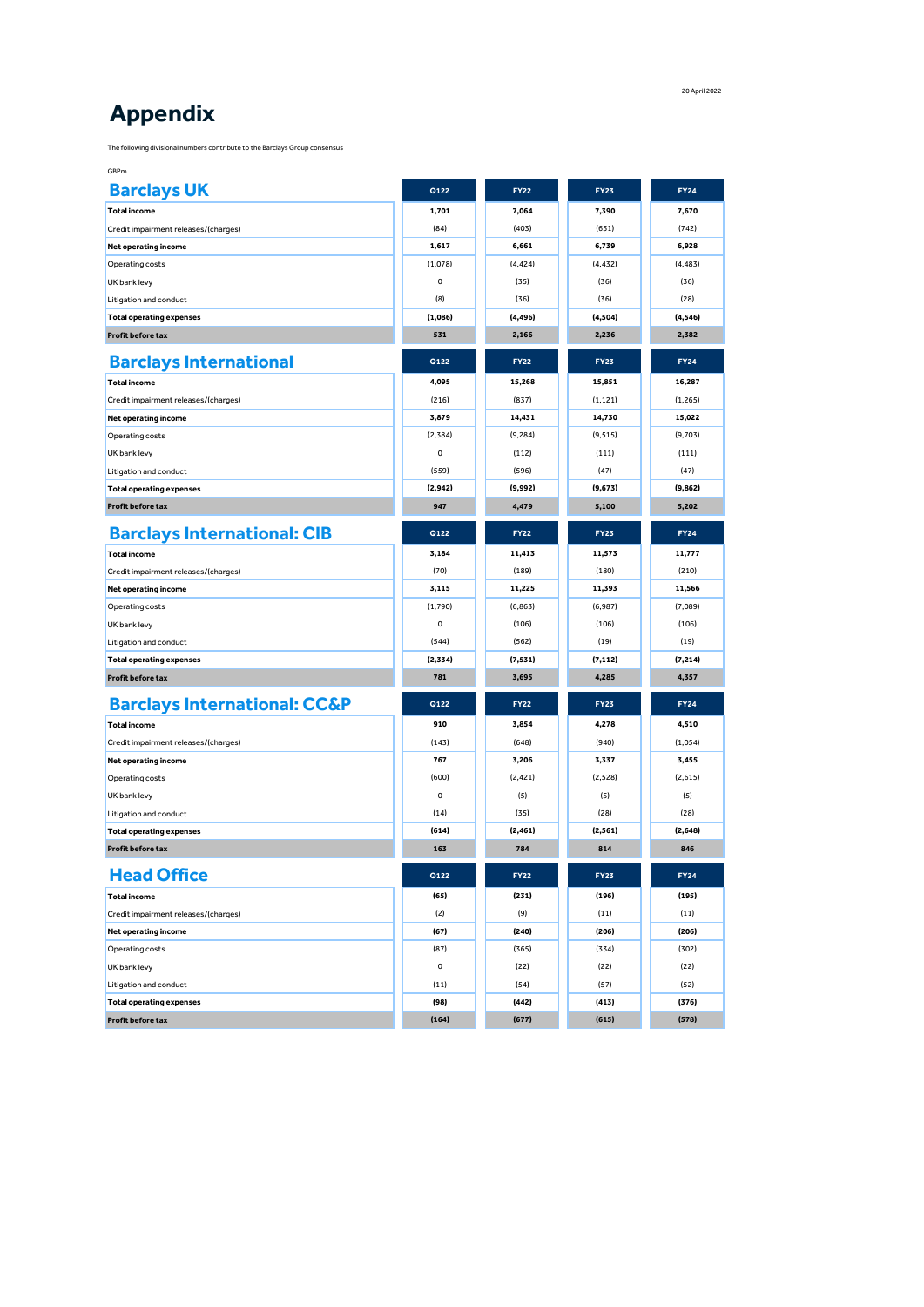20 April 2022

# Appendix

The following divisional numbers contribute to the Barclays Group consensus

GBPm

## Barclays UK

| Barclays UK | Q122 | FY22 | FY23 | FY24 |
|---|---|---|---|---|
| **Total income** | **1,701** | **7,064** | **7,390** | **7,670** |
| Credit impairment releases/(charges) | (84) | (403) | (651) | (742) |
| **Net operating income** | **1,617** | **6,661** | **6,739** | **6,928** |
| Operating costs | (1,078) | (4,424) | (4,432) | (4,483) |
| UK bank levy | 0 | (35) | (36) | (36) |
| Litigation and conduct | (8) | (36) | (36) | (28) |
| **Total operating expenses** | **(1,086)** | **(4,496)** | **(4,504)** | **(4,546)** |
| **Profit before tax** | **531** | **2,166** | **2,236** | **2,382** |

## Barclays International

| Barclays International | Q122 | FY22 | FY23 | FY24 |
|---|---|---|---|---|
| **Total income** | **4,095** | **15,268** | **15,851** | **16,287** |
| Credit impairment releases/(charges) | (216) | (837) | (1,121) | (1,265) |
| **Net operating income** | **3,879** | **14,431** | **14,730** | **15,022** |
| Operating costs | (2,384) | (9,284) | (9,515) | (9,703) |
| UK bank levy | 0 | (112) | (111) | (111) |
| Litigation and conduct | (559) | (596) | (47) | (47) |
| **Total operating expenses** | **(2,942)** | **(9,992)** | **(9,673)** | **(9,862)** |
| **Profit before tax** | **947** | **4,479** | **5,100** | **5,202** |

## Barclays International: CIB

| Barclays International: CIB | Q122 | FY22 | FY23 | FY24 |
|---|---|---|---|---|
| **Total income** | **3,184** | **11,413** | **11,573** | **11,777** |
| Credit impairment releases/(charges) | (70) | (189) | (180) | (210) |
| **Net operating income** | **3,115** | **11,225** | **11,393** | **11,566** |
| Operating costs | (1,790) | (6,863) | (6,987) | (7,089) |
| UK bank levy | 0 | (106) | (106) | (106) |
| Litigation and conduct | (544) | (562) | (19) | (19) |
| **Total operating expenses** | **(2,334)** | **(7,531)** | **(7,112)** | **(7,214)** |
| **Profit before tax** | **781** | **3,695** | **4,285** | **4,357** |

## Barclays International: CC&P

| Barclays International: CC&P | Q122 | FY22 | FY23 | FY24 |
|---|---|---|---|---|
| **Total income** | **910** | **3,854** | **4,278** | **4,510** |
| Credit impairment releases/(charges) | (143) | (648) | (940) | (1,054) |
| **Net operating income** | **767** | **3,206** | **3,337** | **3,455** |
| Operating costs | (600) | (2,421) | (2,528) | (2,615) |
| UK bank levy | 0 | (5) | (5) | (5) |
| Litigation and conduct | (14) | (35) | (28) | (28) |
| **Total operating expenses** | **(614)** | **(2,461)** | **(2,561)** | **(2,648)** |
| **Profit before tax** | **163** | **784** | **814** | **846** |

## Head Office

| Head Office | Q122 | FY22 | FY23 | FY24 |
|---|---|---|---|---|
| **Total income** | **(65)** | **(231)** | **(196)** | **(195)** |
| Credit impairment releases/(charges) | (2) | (9) | (11) | (11) |
| **Net operating income** | **(67)** | **(240)** | **(206)** | **(206)** |
| Operating costs | (87) | (365) | (334) | (302) |
| UK bank levy | 0 | (22) | (22) | (22) |
| Litigation and conduct | (11) | (54) | (57) | (52) |
| **Total operating expenses** | **(98)** | **(442)** | **(413)** | **(376)** |
| **Profit before tax** | **(164)** | **(677)** | **(615)** | **(578)** |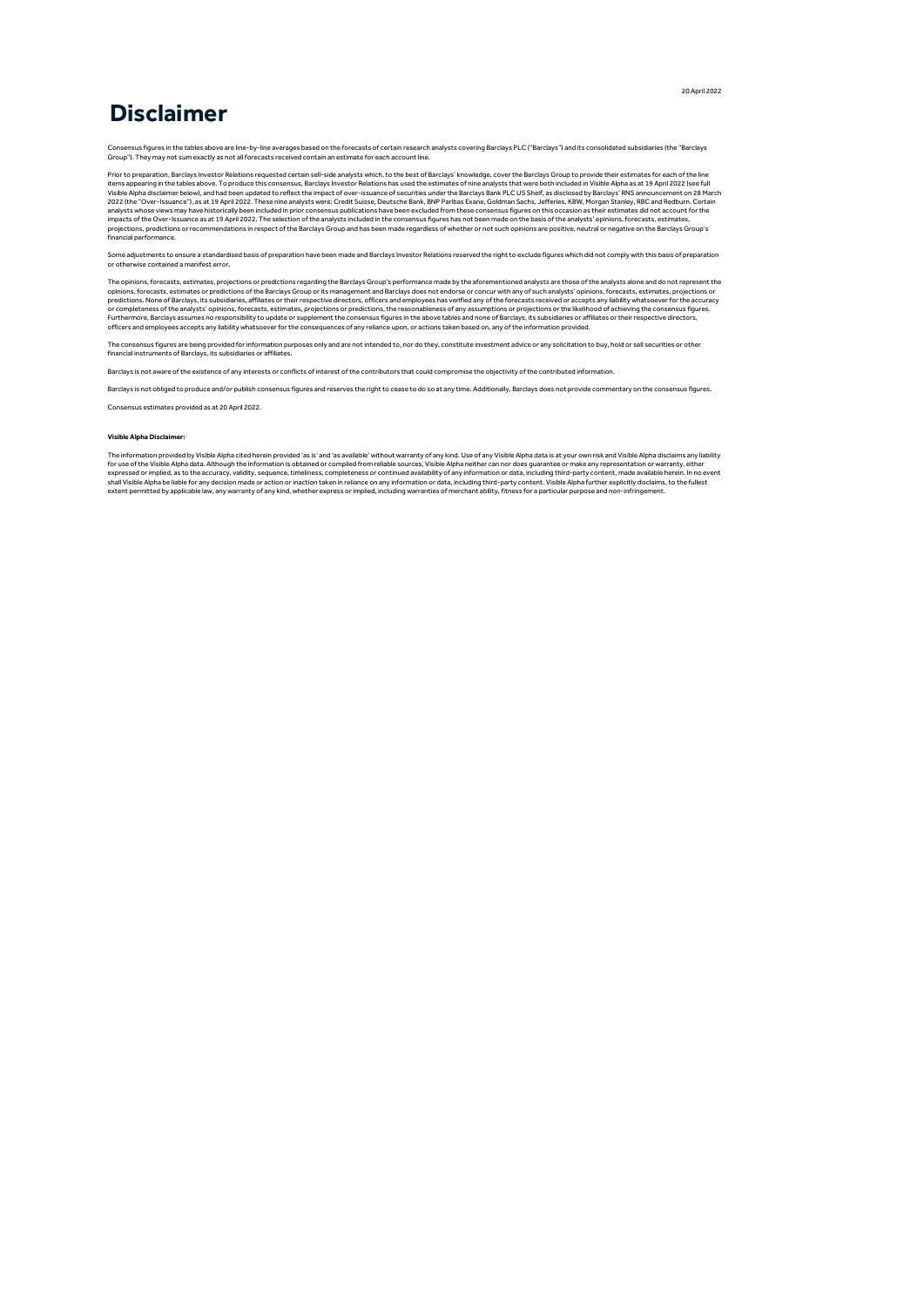20 April 2022

# Disclaimer

Consensus figures in the tables above are line-by-line averages based on the forecasts of certain research analysts covering Barclays PLC ("Barclays") and its consolidated subsidiaries (the "Barclays Group"). They may not sum exactly as not all forecasts received contain an estimate for each account line.

Prior to preparation, Barclays Investor Relations requested certain sell-side analysts which, to the best of Barclays' knowledge, cover the Barclays Group to provide their estimates for each of the line items appearing in the tables above. To produce this consensus, Barclays Investor Relations has used the estimates of nine analysts that were both included in Visible Alpha as at 19 April 2022 (see full Visible Alpha disclaimer below), and had been updated to reflect the impact of over-issuance of securities under the Barclays Bank PLC US Shelf, as disclosed by Barclays' RNS announcement on 28 March 2022 (the "Over-Issuance"), as at 19 April 2022. These nine analysts were: Credit Suisse, Deutsche Bank, BNP Paribas Exane, Goldman Sachs, Jefferies, KBW, Morgan Stanley, RBC and Redburn. Certain analysts whose views may have historically been included in prior consensus publications have been excluded from these consensus figures on this occasion as their estimates did not account for the impacts of the Over-Issuance as at 19 April 2022. The selection of the analysts included in the consensus figures has not been made on the basis of the analysts' opinions, forecasts, estimates, projections, predictions or recommendations in respect of the Barclays Group and has been made regardless of whether or not such opinions are positive, neutral or negative on the Barclays Group's financial performance.

Some adjustments to ensure a standardised basis of preparation have been made and Barclays Investor Relations reserved the right to exclude figures which did not comply with this basis of preparation or otherwise contained a manifest error.

The opinions, forecasts, estimates, projections or predictions regarding the Barclays Group's performance made by the aforementioned analysts are those of the analysts alone and do not represent the opinions, forecasts, estimates or predictions of the Barclays Group or its management and Barclays does not endorse or concur with any of such analysts' opinions, forecasts, estimates, projections or predictions. None of Barclays, its subsidiaries, affiliates or their respective directors, officers and employees has verified any of the forecasts received or accepts any liability whatsoever for the accuracy or completeness of the analysts' opinions, forecasts, estimates, projections or predictions, the reasonableness of any assumptions or projections or the likelihood of achieving the consensus figures. Furthermore, Barclays assumes no responsibility to update or supplement the consensus figures in the above tables and none of Barclays, its subsidiaries or affiliates or their respective directors, officers and employees accepts any liability whatsoever for the consequences of any reliance upon, or actions taken based on, any of the information provided.

The consensus figures are being provided for information purposes only and are not intended to, nor do they, constitute investment advice or any solicitation to buy, hold or sell securities or other financial instruments of Barclays, its subsidiaries or affiliates.

Barclays is not aware of the existence of any interests or conflicts of interest of the contributors that could compromise the objectivity of the contributed information.

Barclays is not obliged to produce and/or publish consensus figures and reserves the right to cease to do so at any time. Additionally, Barclays does not provide commentary on the consensus figures.

Consensus estimates provided as at 20 April 2022.

**Visible Alpha Disclaimer:**

The information provided by Visible Alpha cited herein provided 'as is' and 'as available' without warranty of any kind. Use of any Visible Alpha data is at your own risk and Visible Alpha disclaims any liability for use of the Visible Alpha data. Although the information is obtained or compiled from reliable sources, Visible Alpha neither can nor does guarantee or make any representation or warranty, either expressed or implied, as to the accuracy, validity, sequence, timeliness, completeness or continued availability of any information or data, including third-party content, made available herein. In no event shall Visible Alpha be liable for any decision made or action or inaction taken in reliance on any information or data, including third-party content. Visible Alpha further explicitly disclaims, to the fullest extent permitted by applicable law, any warranty of any kind, whether express or implied, including warranties of merchant ability, fitness for a particular purpose and non-infringement.